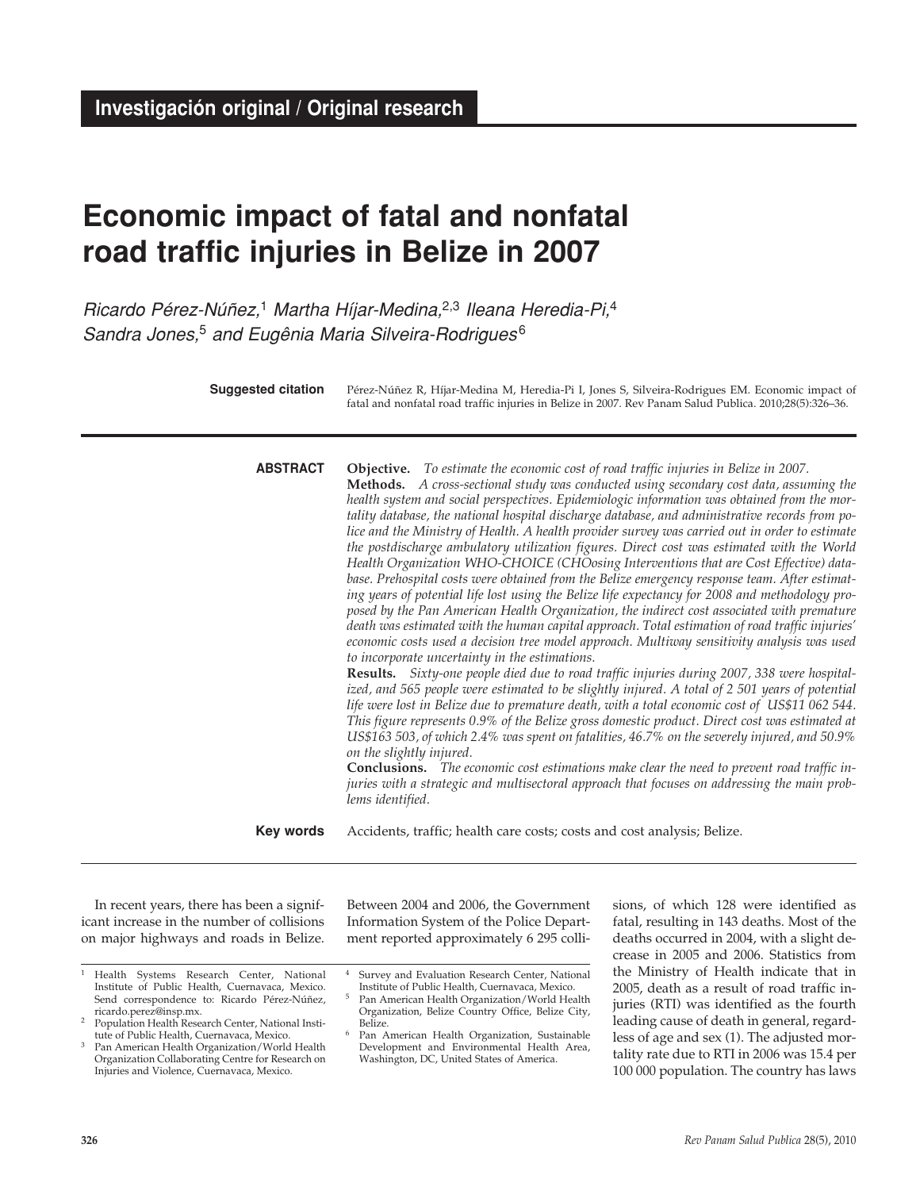**Investigación original / Original research**

# Economic impact of fatal and nonfatal road traffic injuries in Belize in 2007

*Ricardo Pérez-Núñez,[1] Martha Híjar-Medina,[2,3] Ileana Heredia-Pi,[4] Sandra Jones,[5] and Eugênia Maria Silveira-Rodrigues[6]*

**Suggested citation** Pérez-Núñez R, Híjar-Medina M, Heredia-Pi I, Jones S, Silveira-Rodrigues EM. Economic impact of fatal and nonfatal road traffic injuries in Belize in 2007. Rev Panam Salud Publica. 2010;28(5):326–36.

**ABSTRACT**

**Objective.** *To estimate the economic cost of road traffic injuries in Belize in 2007.*

**Methods.** *A cross-sectional study was conducted using secondary cost data, assuming the health system and social perspectives. Epidemiologic information was obtained from the mortality database, the national hospital discharge database, and administrative records from police and the Ministry of Health. A health provider survey was carried out in order to estimate the postdischarge ambulatory utilization figures. Direct cost was estimated with the World Health Organization WHO-CHOICE (CHOosing Interventions that are Cost Effective) database. Prehospital costs were obtained from the Belize emergency response team. After estimating years of potential life lost using the Belize life expectancy for 2008 and methodology proposed by the Pan American Health Organization, the indirect cost associated with premature death was estimated with the human capital approach. Total estimation of road traffic injuries' economic costs used a decision tree model approach. Multiway sensitivity analysis was used to incorporate uncertainty in the estimations.*

**Results.** *Sixty-one people died due to road traffic injuries during 2007, 338 were hospitalized, and 565 people were estimated to be slightly injured. A total of 2 501 years of potential life were lost in Belize due to premature death, with a total economic cost of US$11 062 544. This figure represents 0.9% of the Belize gross domestic product. Direct cost was estimated at US$163 503, of which 2.4% was spent on fatalities, 46.7% on the severely injured, and 50.9% on the slightly injured.*

**Conclusions.** *The economic cost estimations make clear the need to prevent road traffic injuries with a strategic and multisectoral approach that focuses on addressing the main problems identified.*

**Key words** Accidents, traffic; health care costs; costs and cost analysis; Belize.

---

In recent years, there has been a significant increase in the number of collisions on major highways and roads in Belize. Between 2004 and 2006, the Government Information System of the Police Department reported approximately 6 295 collisions, of which 128 were identified as fatal, resulting in 143 deaths. Most of the deaths occurred in 2004, with a slight decrease in 2005 and 2006. Statistics from the Ministry of Health indicate that in 2005, death as a result of road traffic injuries (RTI) was identified as the fourth leading cause of death in general, regardless of age and sex (1). The adjusted mortality rate due to RTI in 2006 was 15.4 per 100 000 population. The country has laws

---

[1] Health Systems Research Center, National Institute of Public Health, Cuernavaca, Mexico. Send correspondence to: Ricardo Pérez-Núñez, ricardo.perez@insp.mx.

[2] Population Health Research Center, National Institute of Public Health, Cuernavaca, Mexico.

[3] Pan American Health Organization/World Health Organization Collaborating Centre for Research on Injuries and Violence, Cuernavaca, Mexico.

[4] Survey and Evaluation Research Center, National Institute of Public Health, Cuernavaca, Mexico.

[5] Pan American Health Organization/World Health Organization, Belize Country Office, Belize City, Belize.

[6] Pan American Health Organization, Sustainable Development and Environmental Health Area, Washington, DC, United States of America.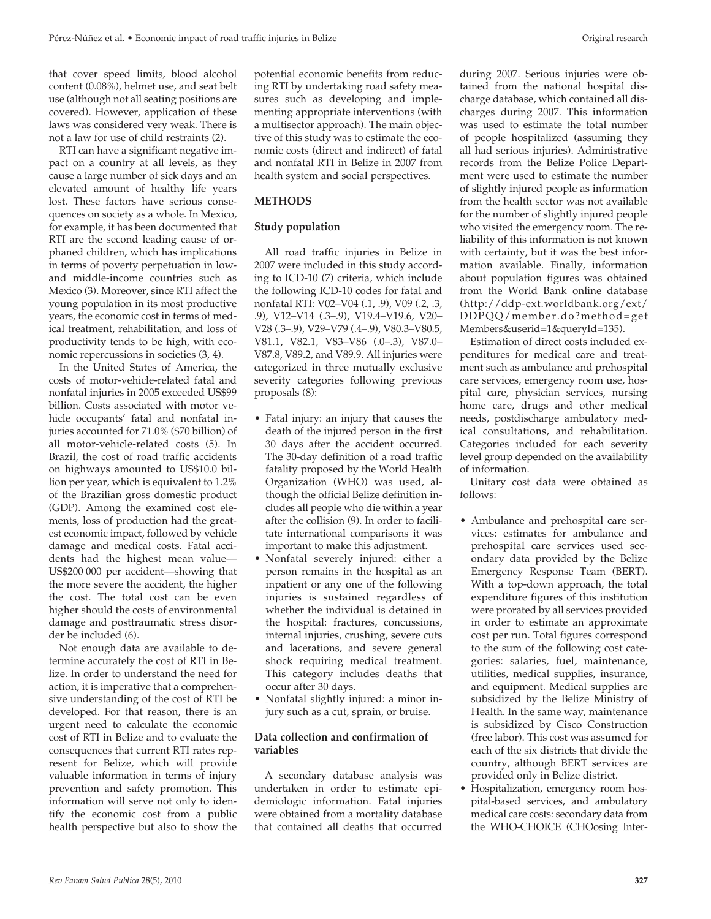that cover speed limits, blood alcohol content (0.08%), helmet use, and seat belt use (although not all seating positions are covered). However, application of these laws was considered very weak. There is not a law for use of child restraints (2).

RTI can have a significant negative impact on a country at all levels, as they cause a large number of sick days and an elevated amount of healthy life years lost. These factors have serious consequences on society as a whole. In Mexico, for example, it has been documented that RTI are the second leading cause of orphaned children, which has implications in terms of poverty perpetuation in low- and middle-income countries such as Mexico (3). Moreover, since RTI affect the young population in its most productive years, the economic cost in terms of medical treatment, rehabilitation, and loss of productivity tends to be high, with economic repercussions in societies (3, 4).

In the United States of America, the costs of motor-vehicle-related fatal and nonfatal injuries in 2005 exceeded US$99 billion. Costs associated with motor vehicle occupants' fatal and nonfatal injuries accounted for 71.0% ($70 billion) of all motor-vehicle-related costs (5). In Brazil, the cost of road traffic accidents on highways amounted to US$10.0 billion per year, which is equivalent to 1.2% of the Brazilian gross domestic product (GDP). Among the examined cost elements, loss of production had the greatest economic impact, followed by vehicle damage and medical costs. Fatal accidents had the highest mean value—US$200 000 per accident—showing that the more severe the accident, the higher the cost. The total cost can be even higher should the costs of environmental damage and posttraumatic stress disorder be included (6).

Not enough data are available to determine accurately the cost of RTI in Belize. In order to understand the need for action, it is imperative that a comprehensive understanding of the cost of RTI be developed. For that reason, there is an urgent need to calculate the economic cost of RTI in Belize and to evaluate the consequences that current RTI rates represent for Belize, which will provide valuable information in terms of injury prevention and safety promotion. This information will serve not only to identify the economic cost from a public health perspective but also to show the potential economic benefits from reducing RTI by undertaking road safety measures such as developing and implementing appropriate interventions (with a multisector approach). The main objective of this study was to estimate the economic costs (direct and indirect) of fatal and nonfatal RTI in Belize in 2007 from health system and social perspectives.

## METHODS

### Study population

All road traffic injuries in Belize in 2007 were included in this study according to ICD-10 (7) criteria, which include the following ICD-10 codes for fatal and nonfatal RTI: V02–V04 (.1, .9), V09 (.2, .3, .9), V12–V14 (.3–.9), V19.4–V19.6, V20–V28 (.3–.9), V29–V79 (.4–.9), V80.3–V80.5, V81.1, V82.1, V83–V86 (.0–.3), V87.0–V87.8, V89.2, and V89.9. All injuries were categorized in three mutually exclusive severity categories following previous proposals (8):

- Fatal injury: an injury that causes the death of the injured person in the first 30 days after the accident occurred. The 30-day definition of a road traffic fatality proposed by the World Health Organization (WHO) was used, although the official Belize definition includes all people who die within a year after the collision (9). In order to facilitate international comparisons it was important to make this adjustment.
- Nonfatal severely injured: either a person remains in the hospital as an inpatient or any one of the following injuries is sustained regardless of whether the individual is detained in the hospital: fractures, concussions, internal injuries, crushing, severe cuts and lacerations, and severe general shock requiring medical treatment. This category includes deaths that occur after 30 days.
- Nonfatal slightly injured: a minor injury such as a cut, sprain, or bruise.

### Data collection and confirmation of variables

A secondary database analysis was undertaken in order to estimate epidemiologic information. Fatal injuries were obtained from a mortality database that contained all deaths that occurred during 2007. Serious injuries were obtained from the national hospital discharge database, which contained all discharges during 2007. This information was used to estimate the total number of people hospitalized (assuming they all had serious injuries). Administrative records from the Belize Police Department were used to estimate the number of slightly injured people as information from the health sector was not available for the number of slightly injured people who visited the emergency room. The reliability of this information is not known with certainty, but it was the best information available. Finally, information about population figures was obtained from the World Bank online database (http://ddp-ext.worldbank.org/ext/DDPQQ/member.do?method=getMembers&userid=1&queryId=135).

Estimation of direct costs included expenditures for medical care and treatment such as ambulance and prehospital care services, emergency room use, hospital care, physician services, nursing home care, drugs and other medical needs, postdischarge ambulatory medical consultations, and rehabilitation. Categories included for each severity level group depended on the availability of information.

Unitary cost data were obtained as follows:

- Ambulance and prehospital care services: estimates for ambulance and prehospital care services used secondary data provided by the Belize Emergency Response Team (BERT). With a top-down approach, the total expenditure figures of this institution were prorated by all services provided in order to estimate an approximate cost per run. Total figures correspond to the sum of the following cost categories: salaries, fuel, maintenance, utilities, medical supplies, insurance, and equipment. Medical supplies are subsidized by the Belize Ministry of Health. In the same way, maintenance is subsidized by Cisco Construction (free labor). This cost was assumed for each of the six districts that divide the country, although BERT services are provided only in Belize district.
- Hospitalization, emergency room hospital-based services, and ambulatory medical care costs: secondary data from the WHO-CHOICE (CHOosing Inter-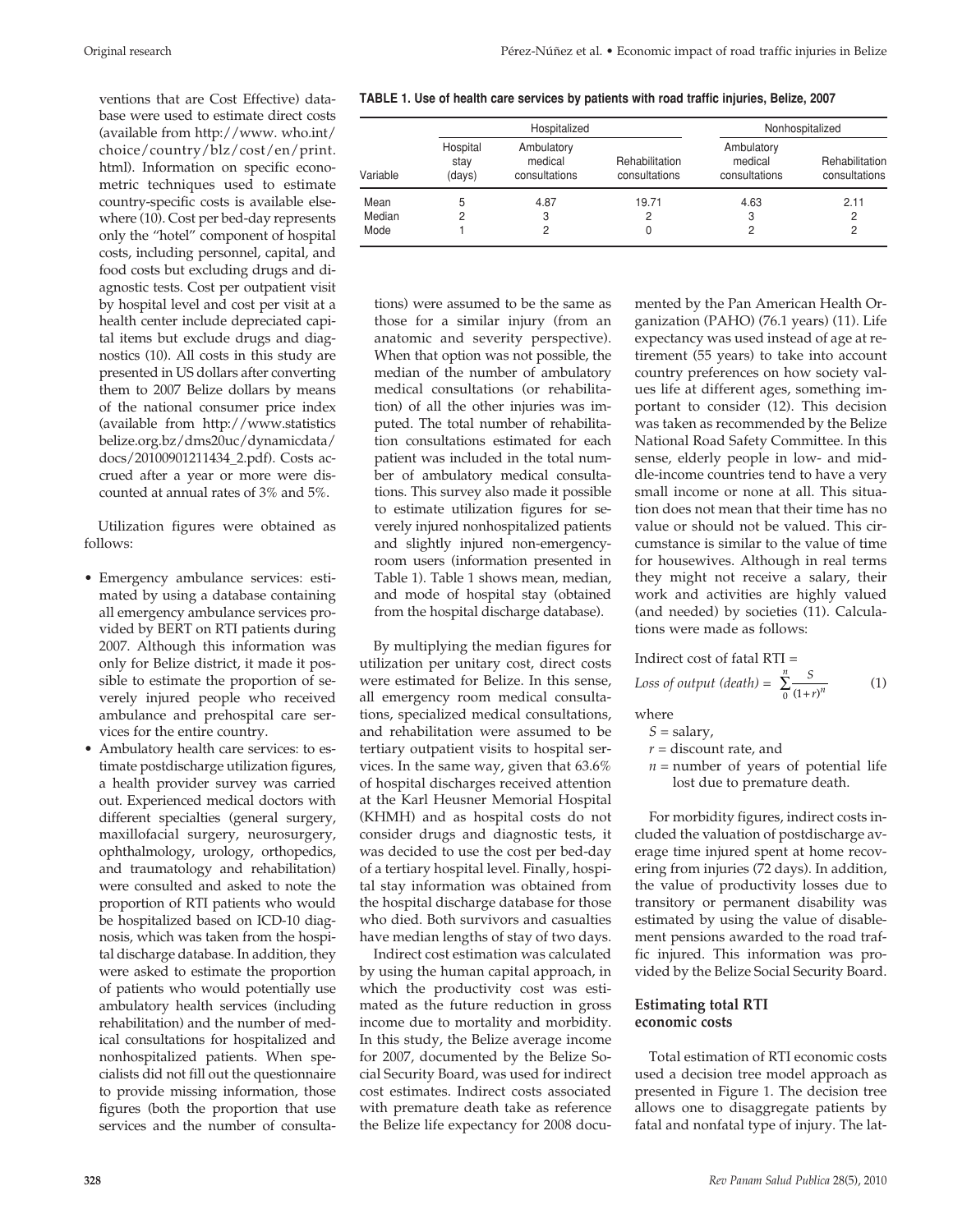ventions that are Cost Effective) database were used to estimate direct costs (available from http://www. who.int/choice/country/blz/cost/en/print.html). Information on specific econometric techniques used to estimate country-specific costs is available elsewhere (10). Cost per bed-day represents only the "hotel" component of hospital costs, including personnel, capital, and food costs but excluding drugs and diagnostic tests. Cost per outpatient visit by hospital level and cost per visit at a health center include depreciated capital items but exclude drugs and diagnostics (10). All costs in this study are presented in US dollars after converting them to 2007 Belize dollars by means of the national consumer price index (available from http://www.statisticsbelize.org.bz/dms20uc/dynamicdata/docs/20100901211434_2.pdf). Costs accrued after a year or more were discounted at annual rates of 3% and 5%.

Utilization figures were obtained as follows:

- Emergency ambulance services: estimated by using a database containing all emergency ambulance services provided by BERT on RTI patients during 2007. Although this information was only for Belize district, it made it possible to estimate the proportion of severely injured people who received ambulance and prehospital care services for the entire country.
- Ambulatory health care services: to estimate postdischarge utilization figures, a health provider survey was carried out. Experienced medical doctors with different specialties (general surgery, maxillofacial surgery, neurosurgery, ophthalmology, urology, orthopedics, and traumatology and rehabilitation) were consulted and asked to note the proportion of RTI patients who would be hospitalized based on ICD-10 diagnosis, which was taken from the hospital discharge database. In addition, they were asked to estimate the proportion of patients who would potentially use ambulatory health services (including rehabilitation) and the number of medical consultations for hospitalized and nonhospitalized patients. When specialists did not fill out the questionnaire to provide missing information, those figures (both the proportion that use services and the number of consultations) were assumed to be the same as those for a similar injury (from an anatomic and severity perspective). When that option was not possible, the median of the number of ambulatory medical consultations (or rehabilitation) of all the other injuries was imputed. The total number of rehabilitation consultations estimated for each patient was included in the total number of ambulatory medical consultations. This survey also made it possible to estimate utilization figures for severely injured nonhospitalized patients and slightly injured non-emergency-room users (information presented in Table 1). Table 1 shows mean, median, and mode of hospital stay (obtained from the hospital discharge database).

**TABLE 1. Use of health care services by patients with road traffic injuries, Belize, 2007**

| | Hospitalized | | | Nonhospitalized | |
|---|---|---|---|---|---|
| Variable | Hospital stay (days) | Ambulatory medical consultations | Rehabilitation consultations | Ambulatory medical consultations | Rehabilitation consultations |
| Mean | 5 | 4.87 | 19.71 | 4.63 | 2.11 |
| Median | 2 | 3 | 2 | 3 | 2 |
| Mode | 1 | 2 | 0 | 2 | 2 |

By multiplying the median figures for utilization per unitary cost, direct costs were estimated for Belize. In this sense, all emergency room medical consultations, specialized medical consultations, and rehabilitation were assumed to be tertiary outpatient visits to hospital services. In the same way, given that 63.6% of hospital discharges received attention at the Karl Heusner Memorial Hospital (KHMH) and as hospital costs do not consider drugs and diagnostic tests, it was decided to use the cost per bed-day of a tertiary hospital level. Finally, hospital stay information was obtained from the hospital discharge database for those who died. Both survivors and casualties have median lengths of stay of two days.

Indirect cost estimation was calculated by using the human capital approach, in which the productivity cost was estimated as the future reduction in gross income due to mortality and morbidity. In this study, the Belize average income for 2007, documented by the Belize Social Security Board, was used for indirect cost estimates. Indirect costs associated with premature death take as reference the Belize life expectancy for 2008 documented by the Pan American Health Organization (PAHO) (76.1 years) (11). Life expectancy was used instead of age at retirement (55 years) to take into account country preferences on how society values life at different ages, something important to consider (12). This decision was taken as recommended by the Belize National Road Safety Committee. In this sense, elderly people in low- and middle-income countries tend to have a very small income or none at all. This situation does not mean that their time has no value or should not be valued. This circumstance is similar to the value of time for housewives. Although in real terms they might not receive a salary, their work and activities are highly valued (and needed) by societies (11). Calculations were made as follows:

Indirect cost of fatal RTI =

$$\textit{Loss of output (death)} = \sum_{0}^{n} \frac{S}{(1+r)^n} \qquad (1)$$

where

$S$ = salary,

$r$ = discount rate, and

$n$ = number of years of potential life lost due to premature death.

For morbidity figures, indirect costs included the valuation of postdischarge average time injured spent at home recovering from injuries (72 days). In addition, the value of productivity losses due to transitory or permanent disability was estimated by using the value of disablement pensions awarded to the road traffic injured. This information was provided by the Belize Social Security Board.

### Estimating total RTI economic costs

Total estimation of RTI economic costs used a decision tree model approach as presented in Figure 1. The decision tree allows one to disaggregate patients by fatal and nonfatal type of injury. The lat-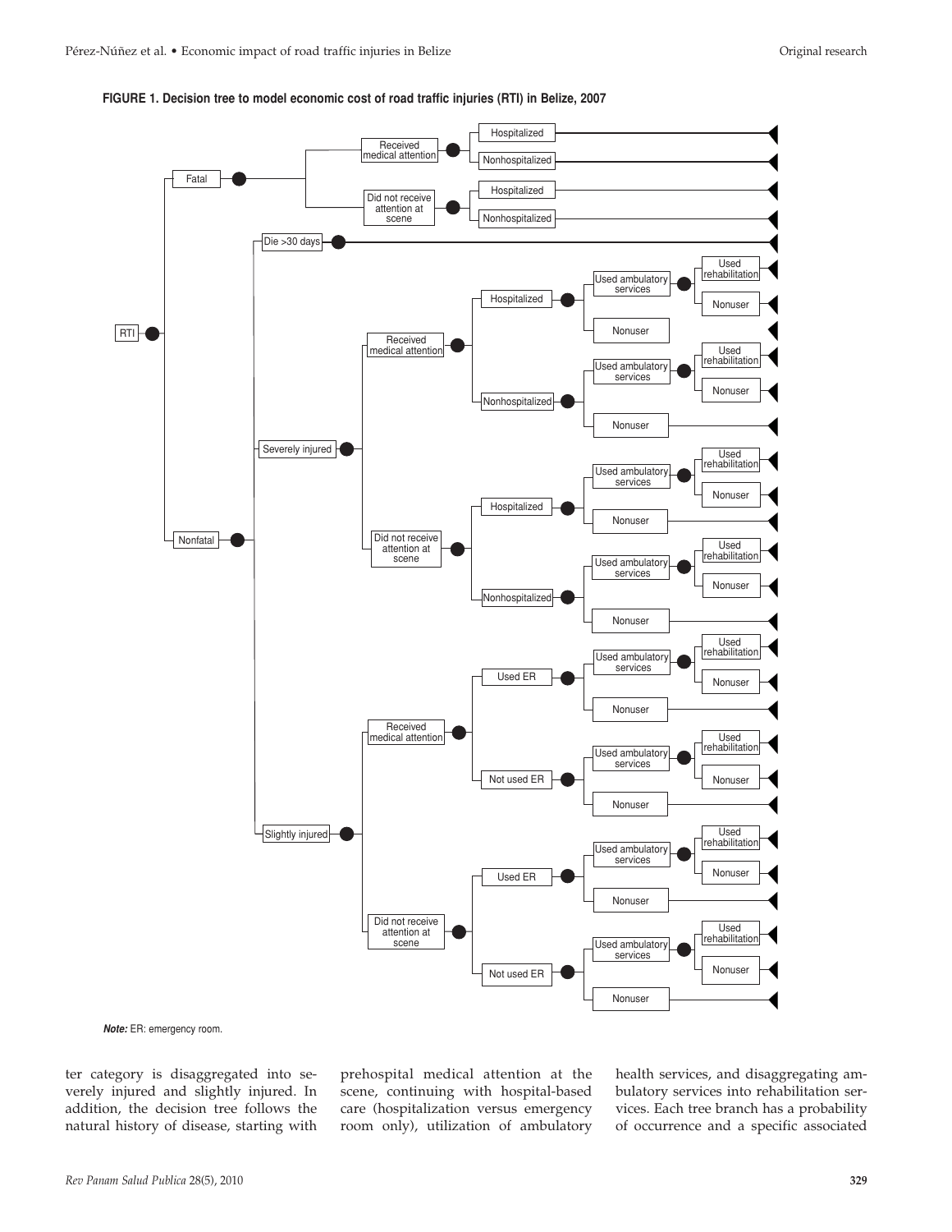**FIGURE 1. Decision tree to model economic cost of road traffic injuries (RTI) in Belize, 2007**

RTI
- Fatal
  - Received medical attention
    - Hospitalized
    - Nonhospitalized
  - Did not receive attention at scene
    - Hospitalized
    - Nonhospitalized
- Nonfatal
  - Die >30 days
  - Severely injured
    - Received medical attention
      - Hospitalized
        - Used ambulatory services
          - Used rehabilitation
          - Nonuser
        - Nonuser
      - Nonhospitalized
        - Used ambulatory services
          - Used rehabilitation
          - Nonuser
        - Nonuser
    - Did not receive attention at scene
      - Hospitalized
        - Used ambulatory services
          - Used rehabilitation
          - Nonuser
        - Nonuser
      - Nonhospitalized
        - Used ambulatory services
          - Used rehabilitation
          - Nonuser
        - Nonuser
  - Slightly injured
    - Received medical attention
      - Used ER
        - Used ambulatory services
          - Used rehabilitation
          - Nonuser
        - Nonuser
      - Not used ER
        - Used ambulatory services
          - Used rehabilitation
          - Nonuser
        - Nonuser
    - Did not receive attention at scene
      - Used ER
        - Used ambulatory services
          - Used rehabilitation
          - Nonuser
        - Nonuser
      - Not used ER
        - Used ambulatory services
          - Used rehabilitation
          - Nonuser
        - Nonuser

***Note:*** ER: emergency room.

ter category is disaggregated into severely injured and slightly injured. In addition, the decision tree follows the natural history of disease, starting with prehospital medical attention at the scene, continuing with hospital-based care (hospitalization versus emergency room only), utilization of ambulatory health services, and disaggregating ambulatory services into rehabilitation services. Each tree branch has a probability of occurrence and a specific associated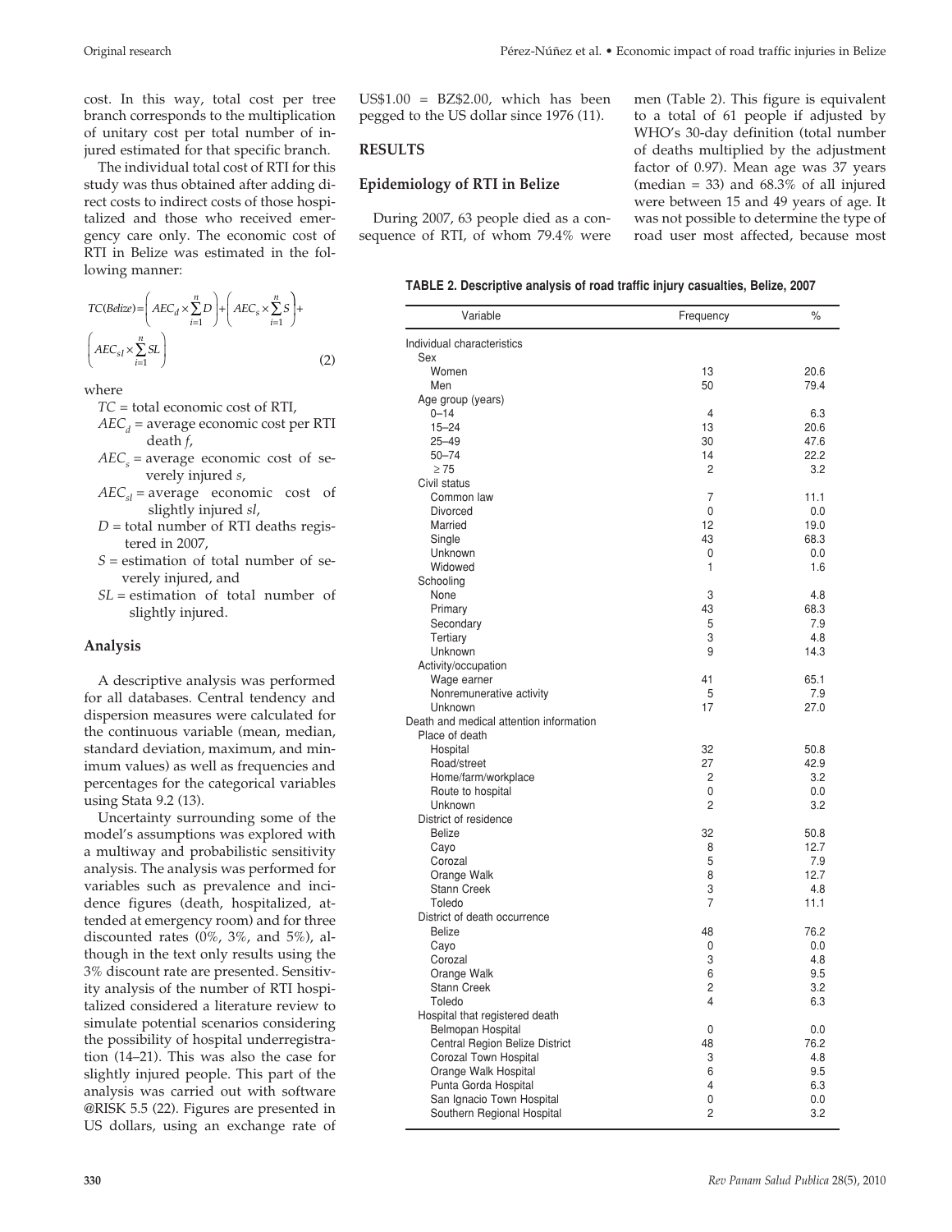cost. In this way, total cost per tree branch corresponds to the multiplication of unitary cost per total number of injured estimated for that specific branch.

The individual total cost of RTI for this study was thus obtained after adding direct costs to indirect costs of those hospitalized and those who received emergency care only. The economic cost of RTI in Belize was estimated in the following manner:

$$TC(Belize) = \left( AEC_d \times \sum_{i=1}^{n} D \right) + \left( AEC_s \times \sum_{i=1}^{n} S \right) + \left( AEC_{sl} \times \sum_{i=1}^{n} SL \right) \quad (2)$$

where

- $TC$ = total economic cost of RTI,
- $AEC_d$ = average economic cost per RTI death $f$,
- $AEC_s$ = average economic cost of severely injured $s$,
- $AEC_{sl}$ = average economic cost of slightly injured $sl$,
- $D$ = total number of RTI deaths registered in 2007,
- $S$ = estimation of total number of severely injured, and
- $SL$ = estimation of total number of slightly injured.

### Analysis

A descriptive analysis was performed for all databases. Central tendency and dispersion measures were calculated for the continuous variable (mean, median, standard deviation, maximum, and minimum values) as well as frequencies and percentages for the categorical variables using Stata 9.2 (13).

Uncertainty surrounding some of the model's assumptions was explored with a multiway and probabilistic sensitivity analysis. The analysis was performed for variables such as prevalence and incidence figures (death, hospitalized, attended at emergency room) and for three discounted rates (0%, 3%, and 5%), although in the text only results using the 3% discount rate are presented. Sensitivity analysis of the number of RTI hospitalized considered a literature review to simulate potential scenarios considering the possibility of hospital underregistration (14–21). This was also the case for slightly injured people. This part of the analysis was carried out with software @RISK 5.5 (22). Figures are presented in US dollars, using an exchange rate of US$1.00 = BZ$2.00, which has been pegged to the US dollar since 1976 (11).

## RESULTS

### Epidemiology of RTI in Belize

During 2007, 63 people died as a consequence of RTI, of whom 79.4% were men (Table 2). This figure is equivalent to a total of 61 people if adjusted by WHO's 30-day definition (total number of deaths multiplied by the adjustment factor of 0.97). Mean age was 37 years (median = 33) and 68.3% of all injured were between 15 and 49 years of age. It was not possible to determine the type of road user most affected, because most

**TABLE 2. Descriptive analysis of road traffic injury casualties, Belize, 2007**

| Variable | Frequency | % |
|---|---|---|
| Individual characteristics | | |
| Sex | | |
| Women | 13 | 20.6 |
| Men | 50 | 79.4 |
| Age group (years) | | |
| 0–14 | 4 | 6.3 |
| 15–24 | 13 | 20.6 |
| 25–49 | 30 | 47.6 |
| 50–74 | 14 | 22.2 |
| ≥ 75 | 2 | 3.2 |
| Civil status | | |
| Common law | 7 | 11.1 |
| Divorced | 0 | 0.0 |
| Married | 12 | 19.0 |
| Single | 43 | 68.3 |
| Unknown | 0 | 0.0 |
| Widowed | 1 | 1.6 |
| Schooling | | |
| None | 3 | 4.8 |
| Primary | 43 | 68.3 |
| Secondary | 5 | 7.9 |
| Tertiary | 3 | 4.8 |
| Unknown | 9 | 14.3 |
| Activity/occupation | | |
| Wage earner | 41 | 65.1 |
| Nonremunerative activity | 5 | 7.9 |
| Unknown | 17 | 27.0 |
| Death and medical attention information | | |
| Place of death | | |
| Hospital | 32 | 50.8 |
| Road/street | 27 | 42.9 |
| Home/farm/workplace | 2 | 3.2 |
| Route to hospital | 0 | 0.0 |
| Unknown | 2 | 3.2 |
| District of residence | | |
| Belize | 32 | 50.8 |
| Cayo | 8 | 12.7 |
| Corozal | 5 | 7.9 |
| Orange Walk | 8 | 12.7 |
| Stann Creek | 3 | 4.8 |
| Toledo | 7 | 11.1 |
| District of death occurrence | | |
| Belize | 48 | 76.2 |
| Cayo | 0 | 0.0 |
| Corozal | 3 | 4.8 |
| Orange Walk | 6 | 9.5 |
| Stann Creek | 2 | 3.2 |
| Toledo | 4 | 6.3 |
| Hospital that registered death | | |
| Belmopan Hospital | 0 | 0.0 |
| Central Region Belize District | 48 | 76.2 |
| Corozal Town Hospital | 3 | 4.8 |
| Orange Walk Hospital | 6 | 9.5 |
| Punta Gorda Hospital | 4 | 6.3 |
| San Ignacio Town Hospital | 0 | 0.0 |
| Southern Regional Hospital | 2 | 3.2 |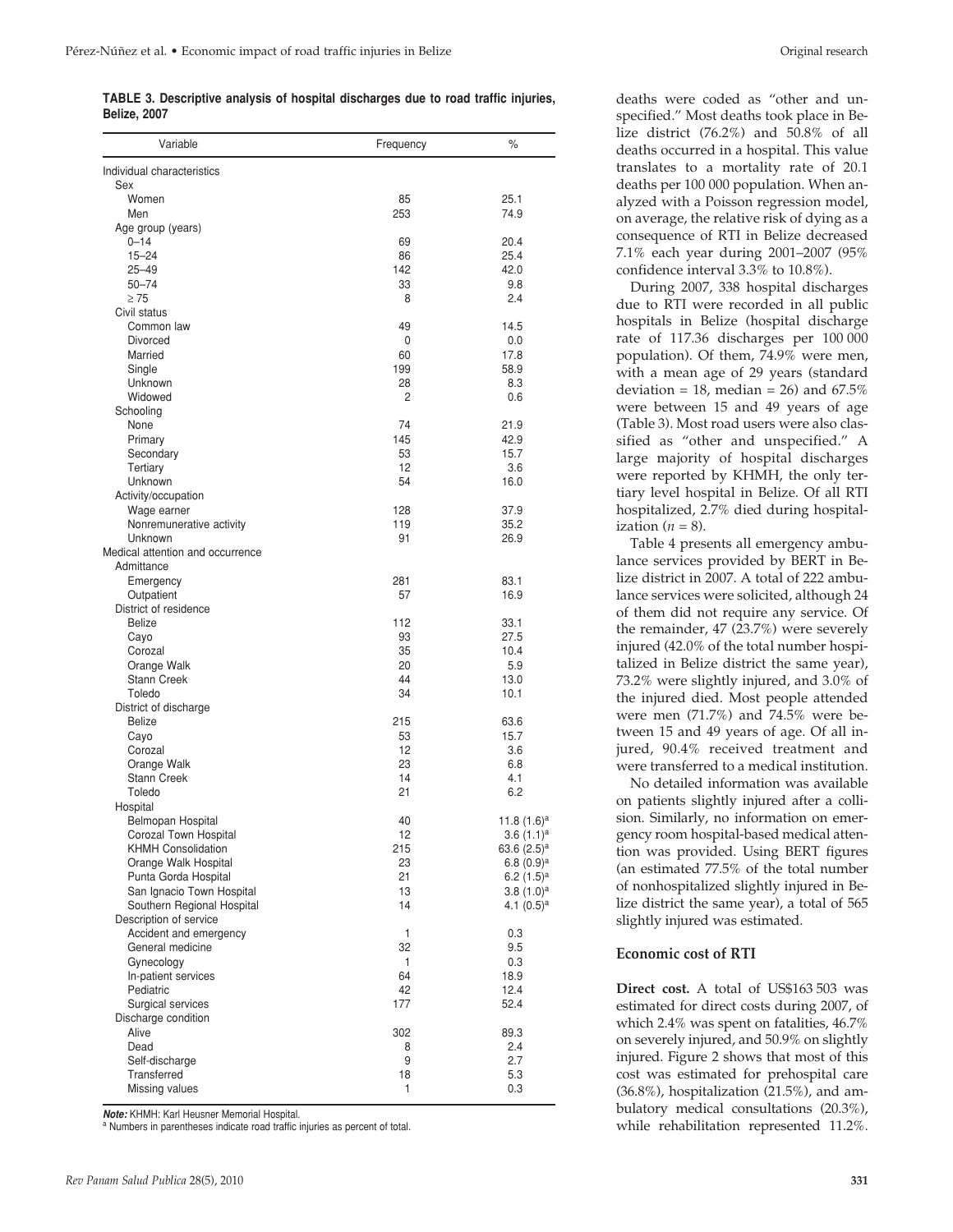**TABLE 3. Descriptive analysis of hospital discharges due to road traffic injuries, Belize, 2007**

| Variable | Frequency | % |
|---|---|---|
| Individual characteristics | | |
| Sex | | |
| Women | 85 | 25.1 |
| Men | 253 | 74.9 |
| Age group (years) | | |
| 0–14 | 69 | 20.4 |
| 15–24 | 86 | 25.4 |
| 25–49 | 142 | 42.0 |
| 50–74 | 33 | 9.8 |
| ≥ 75 | 8 | 2.4 |
| Civil status | | |
| Common law | 49 | 14.5 |
| Divorced | 0 | 0.0 |
| Married | 60 | 17.8 |
| Single | 199 | 58.9 |
| Unknown | 28 | 8.3 |
| Widowed | 2 | 0.6 |
| Schooling | | |
| None | 74 | 21.9 |
| Primary | 145 | 42.9 |
| Secondary | 53 | 15.7 |
| Tertiary | 12 | 3.6 |
| Unknown | 54 | 16.0 |
| Activity/occupation | | |
| Wage earner | 128 | 37.9 |
| Nonremunerative activity | 119 | 35.2 |
| Unknown | 91 | 26.9 |
| Medical attention and occurrence | | |
| Admittance | | |
| Emergency | 281 | 83.1 |
| Outpatient | 57 | 16.9 |
| District of residence | | |
| Belize | 112 | 33.1 |
| Cayo | 93 | 27.5 |
| Corozal | 35 | 10.4 |
| Orange Walk | 20 | 5.9 |
| Stann Creek | 44 | 13.0 |
| Toledo | 34 | 10.1 |
| District of discharge | | |
| Belize | 215 | 63.6 |
| Cayo | 53 | 15.7 |
| Corozal | 12 | 3.6 |
| Orange Walk | 23 | 6.8 |
| Stann Creek | 14 | 4.1 |
| Toledo | 21 | 6.2 |
| Hospital | | |
| Belmopan Hospital | 40 | 11.8 (1.6)[a] |
| Corozal Town Hospital | 12 | 3.6 (1.1)[a] |
| KHMH Consolidation | 215 | 63.6 (2.5)[a] |
| Orange Walk Hospital | 23 | 6.8 (0.9)[a] |
| Punta Gorda Hospital | 21 | 6.2 (1.5)[a] |
| San Ignacio Town Hospital | 13 | 3.8 (1.0)[a] |
| Southern Regional Hospital | 14 | 4.1 (0.5)[a] |
| Description of service | | |
| Accident and emergency | 1 | 0.3 |
| General medicine | 32 | 9.5 |
| Gynecology | 1 | 0.3 |
| In-patient services | 64 | 18.9 |
| Pediatric | 42 | 12.4 |
| Surgical services | 177 | 52.4 |
| Discharge condition | | |
| Alive | 302 | 89.3 |
| Dead | 8 | 2.4 |
| Self-discharge | 9 | 2.7 |
| Transferred | 18 | 5.3 |
| Missing values | 1 | 0.3 |

***Note:*** KHMH: Karl Heusner Memorial Hospital.
[a] Numbers in parentheses indicate road traffic injuries as percent of total.

deaths were coded as "other and unspecified." Most deaths took place in Belize district (76.2%) and 50.8% of all deaths occurred in a hospital. This value translates to a mortality rate of 20.1 deaths per 100 000 population. When analyzed with a Poisson regression model, on average, the relative risk of dying as a consequence of RTI in Belize decreased 7.1% each year during 2001–2007 (95% confidence interval 3.3% to 10.8%).

During 2007, 338 hospital discharges due to RTI were recorded in all public hospitals in Belize (hospital discharge rate of 117.36 discharges per 100 000 population). Of them, 74.9% were men, with a mean age of 29 years (standard deviation = 18, median = 26) and 67.5% were between 15 and 49 years of age (Table 3). Most road users were also classified as "other and unspecified." A large majority of hospital discharges were reported by KHMH, the only tertiary level hospital in Belize. Of all RTI hospitalized, 2.7% died during hospitalization ($n = 8$).

Table 4 presents all emergency ambulance services provided by BERT in Belize district in 2007. A total of 222 ambulance services were solicited, although 24 of them did not require any service. Of the remainder, 47 (23.7%) were severely injured (42.0% of the total number hospitalized in Belize district the same year), 73.2% were slightly injured, and 3.0% of the injured died. Most people attended were men (71.7%) and 74.5% were between 15 and 49 years of age. Of all injured, 90.4% received treatment and were transferred to a medical institution.

No detailed information was available on patients slightly injured after a collision. Similarly, no information on emergency room hospital-based medical attention was provided. Using BERT figures (an estimated 77.5% of the total number of nonhospitalized slightly injured in Belize district the same year), a total of 565 slightly injured was estimated.

### Economic cost of RTI

**Direct cost.** A total of US$163 503 was estimated for direct costs during 2007, of which 2.4% was spent on fatalities, 46.7% on severely injured, and 50.9% on slightly injured. Figure 2 shows that most of this cost was estimated for prehospital care (36.8%), hospitalization (21.5%), and ambulatory medical consultations (20.3%), while rehabilitation represented 11.2%.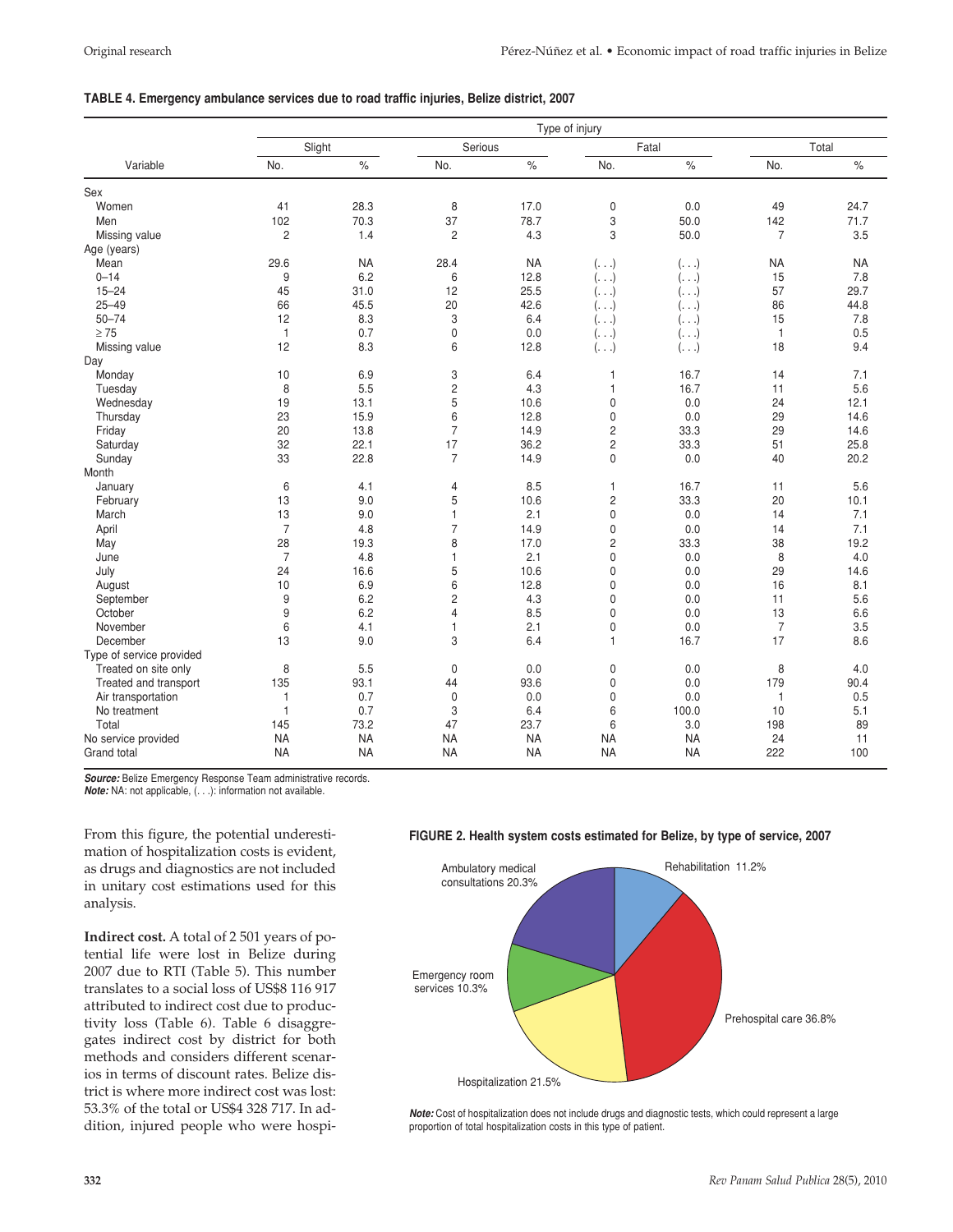**TABLE 4. Emergency ambulance services due to road traffic injuries, Belize district, 2007**

| Variable | Type of injury | | | | | | | |
|---|---|---|---|---|---|---|---|---|
| | Slight | | Serious | | Fatal | | Total | |
| | No. | % | No. | % | No. | % | No. | % |
| Sex | | | | | | | | |
| Women | 41 | 28.3 | 8 | 17.0 | 0 | 0.0 | 49 | 24.7 |
| Men | 102 | 70.3 | 37 | 78.7 | 3 | 50.0 | 142 | 71.7 |
| Missing value | 2 | 1.4 | 2 | 4.3 | 3 | 50.0 | 7 | 3.5 |
| Age (years) | | | | | | | | |
| Mean | 29.6 | NA | 28.4 | NA | (. . .) | (. . .) | NA | NA |
| 0–14 | 9 | 6.2 | 6 | 12.8 | (. . .) | (. . .) | 15 | 7.8 |
| 15–24 | 45 | 31.0 | 12 | 25.5 | (. . .) | (. . .) | 57 | 29.7 |
| 25–49 | 66 | 45.5 | 20 | 42.6 | (. . .) | (. . .) | 86 | 44.8 |
| 50–74 | 12 | 8.3 | 3 | 6.4 | (. . .) | (. . .) | 15 | 7.8 |
| ≥ 75 | 1 | 0.7 | 0 | 0.0 | (. . .) | (. . .) | 1 | 0.5 |
| Missing value | 12 | 8.3 | 6 | 12.8 | (. . .) | (. . .) | 18 | 9.4 |
| Day | | | | | | | | |
| Monday | 10 | 6.9 | 3 | 6.4 | 1 | 16.7 | 14 | 7.1 |
| Tuesday | 8 | 5.5 | 2 | 4.3 | 1 | 16.7 | 11 | 5.6 |
| Wednesday | 19 | 13.1 | 5 | 10.6 | 0 | 0.0 | 24 | 12.1 |
| Thursday | 23 | 15.9 | 6 | 12.8 | 0 | 0.0 | 29 | 14.6 |
| Friday | 20 | 13.8 | 7 | 14.9 | 2 | 33.3 | 29 | 14.6 |
| Saturday | 32 | 22.1 | 17 | 36.2 | 2 | 33.3 | 51 | 25.8 |
| Sunday | 33 | 22.8 | 7 | 14.9 | 0 | 0.0 | 40 | 20.2 |
| Month | | | | | | | | |
| January | 6 | 4.1 | 4 | 8.5 | 1 | 16.7 | 11 | 5.6 |
| February | 13 | 9.0 | 5 | 10.6 | 2 | 33.3 | 20 | 10.1 |
| March | 13 | 9.0 | 1 | 2.1 | 0 | 0.0 | 14 | 7.1 |
| April | 7 | 4.8 | 7 | 14.9 | 0 | 0.0 | 14 | 7.1 |
| May | 28 | 19.3 | 8 | 17.0 | 2 | 33.3 | 38 | 19.2 |
| June | 7 | 4.8 | 1 | 2.1 | 0 | 0.0 | 8 | 4.0 |
| July | 24 | 16.6 | 5 | 10.6 | 0 | 0.0 | 29 | 14.6 |
| August | 10 | 6.9 | 6 | 12.8 | 0 | 0.0 | 16 | 8.1 |
| September | 9 | 6.2 | 2 | 4.3 | 0 | 0.0 | 11 | 5.6 |
| October | 9 | 6.2 | 4 | 8.5 | 0 | 0.0 | 13 | 6.6 |
| November | 6 | 4.1 | 1 | 2.1 | 0 | 0.0 | 7 | 3.5 |
| December | 13 | 9.0 | 3 | 6.4 | 1 | 16.7 | 17 | 8.6 |
| Type of service provided | | | | | | | | |
| Treated on site only | 8 | 5.5 | 0 | 0.0 | 0 | 0.0 | 8 | 4.0 |
| Treated and transport | 135 | 93.1 | 44 | 93.6 | 0 | 0.0 | 179 | 90.4 |
| Air transportation | 1 | 0.7 | 0 | 0.0 | 0 | 0.0 | 1 | 0.5 |
| No treatment | 1 | 0.7 | 3 | 6.4 | 6 | 100.0 | 10 | 5.1 |
| Total | 145 | 73.2 | 47 | 23.7 | 6 | 3.0 | 198 | 89 |
| No service provided | NA | NA | NA | NA | NA | NA | 24 | 11 |
| Grand total | NA | NA | NA | NA | NA | NA | 222 | 100 |

***Source:*** Belize Emergency Response Team administrative records.
***Note:*** NA: not applicable, (. . .): information not available.

From this figure, the potential underestimation of hospitalization costs is evident, as drugs and diagnostics are not included in unitary cost estimations used for this analysis.

**Indirect cost.** A total of 2 501 years of potential life were lost in Belize during 2007 due to RTI (Table 5). This number translates to a social loss of US$8 116 917 attributed to indirect cost due to productivity loss (Table 6). Table 6 disaggregates indirect cost by district for both methods and considers different scenarios in terms of discount rates. Belize district is where more indirect cost was lost: 53.3% of the total or US$4 328 717. In addition, injured people who were hospi-

**FIGURE 2. Health system costs estimated for Belize, by type of service, 2007**

Rehabilitation 11.2%
Prehospital care 36.8%
Hospitalization 21.5%
Emergency room services 10.3%
Ambulatory medical consultations 20.3%

***Note:*** Cost of hospitalization does not include drugs and diagnostic tests, which could represent a large proportion of total hospitalization costs in this type of patient.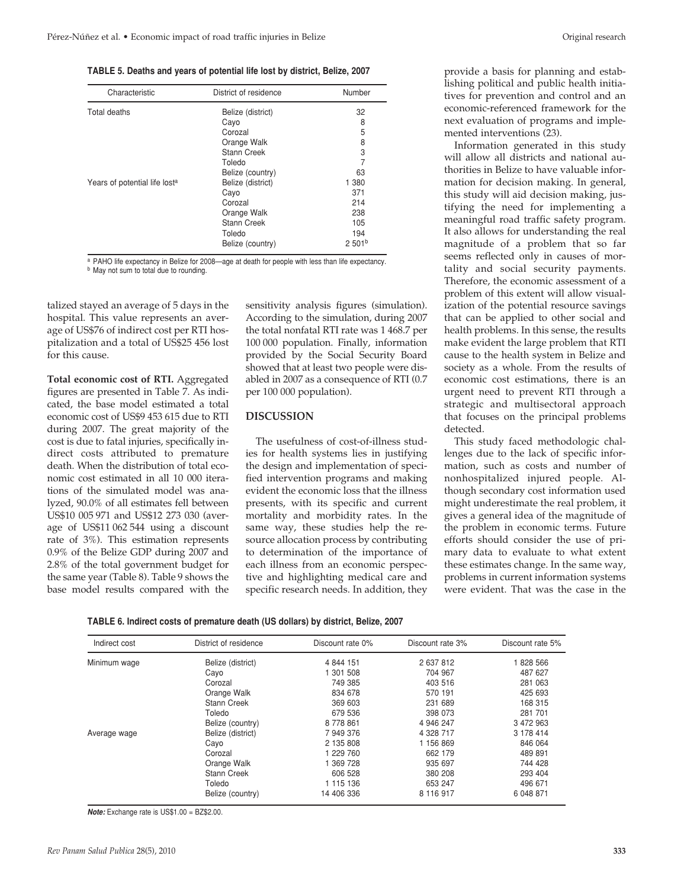**TABLE 5. Deaths and years of potential life lost by district, Belize, 2007**

| Characteristic | District of residence | Number |
|---|---|---|
| Total deaths | Belize (district) | 32 |
| | Cayo | 8 |
| | Corozal | 5 |
| | Orange Walk | 8 |
| | Stann Creek | 3 |
| | Toledo | 7 |
| | Belize (country) | 63 |
| Years of potential life lost[a] | Belize (district) | 1 380 |
| | Cayo | 371 |
| | Corozal | 214 |
| | Orange Walk | 238 |
| | Stann Creek | 105 |
| | Toledo | 194 |
| | Belize (country) | 2 501[b] |

[a] PAHO life expectancy in Belize for 2008—age at death for people with less than life expectancy.
[b] May not sum to total due to rounding.

talized stayed an average of 5 days in the hospital. This value represents an average of US$76 of indirect cost per RTI hospitalization and a total of US$25 456 lost for this cause.

**Total economic cost of RTI.** Aggregated figures are presented in Table 7. As indicated, the base model estimated a total economic cost of US$9 453 615 due to RTI during 2007. The great majority of the cost is due to fatal injuries, specifically indirect costs attributed to premature death. When the distribution of total economic cost estimated in all 10 000 iterations of the simulated model was analyzed, 90.0% of all estimates fell between US$10 005 971 and US$12 273 030 (average of US$11 062 544 using a discount rate of 3%). This estimation represents 0.9% of the Belize GDP during 2007 and 2.8% of the total government budget for the same year (Table 8). Table 9 shows the base model results compared with the sensitivity analysis figures (simulation). According to the simulation, during 2007 the total nonfatal RTI rate was 1 468.7 per 100 000 population. Finally, information provided by the Social Security Board showed that at least two people were disabled in 2007 as a consequence of RTI (0.7 per 100 000 population).

## DISCUSSION

The usefulness of cost-of-illness studies for health systems lies in justifying the design and implementation of specified intervention programs and making evident the economic loss that the illness presents, with its specific and current mortality and morbidity rates. In the same way, these studies help the resource allocation process by contributing to determination of the importance of each illness from an economic perspective and highlighting medical care and specific research needs. In addition, they provide a basis for planning and establishing political and public health initiatives for prevention and control and an economic-referenced framework for the next evaluation of programs and implemented interventions (23).

Information generated in this study will allow all districts and national authorities in Belize to have valuable information for decision making. In general, this study will aid decision making, justifying the need for implementing a meaningful road traffic safety program. It also allows for understanding the real magnitude of a problem that so far seems reflected only in causes of mortality and social security payments. Therefore, the economic assessment of a problem of this extent will allow visualization of the potential resource savings that can be applied to other social and health problems. In this sense, the results make evident the large problem that RTI cause to the health system in Belize and society as a whole. From the results of economic cost estimations, there is an urgent need to prevent RTI through a strategic and multisectoral approach that focuses on the principal problems detected.

This study faced methodologic challenges due to the lack of specific information, such as costs and number of nonhospitalized injured people. Although secondary cost information used might underestimate the real problem, it gives a general idea of the magnitude of the problem in economic terms. Future efforts should consider the use of primary data to evaluate to what extent these estimates change. In the same way, problems in current information systems were evident. That was the case in the

**TABLE 6. Indirect costs of premature death (US dollars) by district, Belize, 2007**

| Indirect cost | District of residence | Discount rate 0% | Discount rate 3% | Discount rate 5% |
|---|---|---|---|---|
| Minimum wage | Belize (district) | 4 844 151 | 2 637 812 | 1 828 566 |
| | Cayo | 1 301 508 | 704 967 | 487 627 |
| | Corozal | 749 385 | 403 516 | 281 063 |
| | Orange Walk | 834 678 | 570 191 | 425 693 |
| | Stann Creek | 369 603 | 231 689 | 168 315 |
| | Toledo | 679 536 | 398 073 | 281 701 |
| | Belize (country) | 8 778 861 | 4 946 247 | 3 472 963 |
| Average wage | Belize (district) | 7 949 376 | 4 328 717 | 3 178 414 |
| | Cayo | 2 135 808 | 1 156 869 | 846 064 |
| | Corozal | 1 229 760 | 662 179 | 489 891 |
| | Orange Walk | 1 369 728 | 935 697 | 744 428 |
| | Stann Creek | 606 528 | 380 208 | 293 404 |
| | Toledo | 1 115 136 | 653 247 | 496 671 |
| | Belize (country) | 14 406 336 | 8 116 917 | 6 048 871 |

***Note:*** Exchange rate is US$1.00 = BZ$2.00.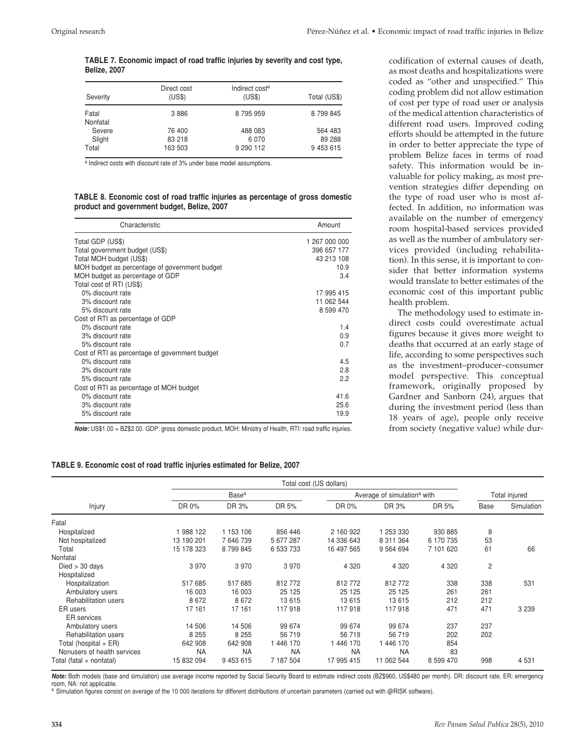**TABLE 7. Economic impact of road traffic injuries by severity and cost type, Belize, 2007**

| Severity | Direct cost (US$) | Indirect cost[a] (US$) | Total (US$) |
|---|---|---|---|
| Fatal | 3 886 | 8 795 959 | 8 799 845 |
| Nonfatal | | | |
| Severe | 76 400 | 488 083 | 564 483 |
| Slight | 83 218 | 6 070 | 89 288 |
| Total | 163 503 | 9 290 112 | 9 453 615 |

[a] Indirect costs with discount rate of 3% under base model assumptions.

**TABLE 8. Economic cost of road traffic injuries as percentage of gross domestic product and government budget, Belize, 2007**

| Characteristic | Amount |
|---|---|
| Total GDP (US$) | 1 267 000 000 |
| Total government budget (US$) | 396 657 177 |
| Total MOH budget (US$) | 43 213 108 |
| MOH budget as percentage of government budget | 10.9 |
| MOH budget as percentage of GDP | 3.4 |
| Total cost of RTI (US$) | |
| 0% discount rate | 17 995 415 |
| 3% discount rate | 11 062 544 |
| 5% discount rate | 8 599 470 |
| Cost of RTI as percentage of GDP | |
| 0% discount rate | 1.4 |
| 3% discount rate | 0.9 |
| 5% discount rate | 0.7 |
| Cost of RTI as percentage of government budget | |
| 0% discount rate | 4.5 |
| 3% discount rate | 2.8 |
| 5% discount rate | 2.2 |
| Cost of RTI as percentage of MOH budget | |
| 0% discount rate | 41.6 |
| 3% discount rate | 25.6 |
| 5% discount rate | 19.9 |

***Note:*** US$1.00 = BZ$2.00. GDP: gross domestic product, MOH: Ministry of Health, RTI: road traffic injuries.

codification of external causes of death, as most deaths and hospitalizations were coded as "other and unspecified." This coding problem did not allow estimation of cost per type of road user or analysis of the medical attention characteristics of different road users. Improved coding efforts should be attempted in the future in order to better appreciate the type of problem Belize faces in terms of road safety. This information would be invaluable for policy making, as most prevention strategies differ depending on the type of road user who is most affected. In addition, no information was available on the number of emergency room hospital-based services provided as well as the number of ambulatory services provided (including rehabilitation). In this sense, it is important to consider that better information systems would translate to better estimates of the economic cost of this important public health problem.

The methodology used to estimate indirect costs could overestimate actual figures because it gives more weight to deaths that occurred at an early stage of life, according to some perspectives such as the investment–producer–consumer model perspective. This conceptual framework, originally proposed by Gardner and Sanborn (24), argues that during the investment period (less than 18 years of age), people only receive from society (negative value) while dur-

**TABLE 9. Economic cost of road traffic injuries estimated for Belize, 2007**

| | Total cost (US dollars) | | | | | | | |
|---|---|---|---|---|---|---|---|---|
| | Base[a] | | | Average of simulation[a] with | | | Total injured | |
| Injury | DR 0% | DR 3% | DR 5% | DR 0% | DR 3% | DR 5% | Base | Simulation |
| Fatal | | | | | | | | |
| Hospitalized | 1 988 122 | 1 153 106 | 856 446 | 2 160 922 | 1 253 330 | 930 885 | 8 | |
| Not hospitalized | 13 190 201 | 7 646 739 | 5 677 287 | 14 336 643 | 8 311 364 | 6 170 735 | 53 | |
| Total | 15 178 323 | 8 799 845 | 6 533 733 | 16 497 565 | 9 564 694 | 7 101 620 | 61 | 66 |
| Nonfatal | | | | | | | | |
| Died > 30 days | 3 970 | 3 970 | 3 970 | 4 320 | 4 320 | 4 320 | 2 | |
| Hospitalized | | | | | | | | |
| Hospitalization | 517 685 | 517 685 | 812 772 | 812 772 | 812 772 | 338 | 338 | 531 |
| Ambulatory users | 16 003 | 16 003 | 25 125 | 25 125 | 25 125 | 261 | 261 | |
| Rehabilitation users | 8 672 | 8 672 | 13 615 | 13 615 | 13 615 | 212 | 212 | |
| ER users | 17 161 | 17 161 | 117 918 | 117 918 | 117 918 | 471 | 471 | 3 239 |
| ER services | | | | | | | | |
| Ambulatory users | 14 506 | 14 506 | 99 674 | 99 674 | 99 674 | 237 | 237 | |
| Rehabilitation users | 8 255 | 8 255 | 56 719 | 56 719 | 56 719 | 202 | 202 | |
| Total (hospital + ER) | 642 908 | 642 908 | 1 446 170 | 1 446 170 | 1 446 170 | 854 | | |
| Nonusers of health services | NA | NA | NA | NA | NA | 83 | | |
| Total (fatal + nonfatal) | 15 832 094 | 9 453 615 | 7 187 504 | 17 995 415 | 11 062 544 | 8 599 470 | 998 | 4 531 |

***Note:*** Both models (base and simulation) use average income reported by Social Security Board to estimate indirect costs (BZ$960, US$480 per month). DR: discount rate, ER: emergency room, NA: not applicable.

[a] Simulation figures consist on average of the 10 000 iterations for different distributions of uncertain parameters (carried out with @RISK software).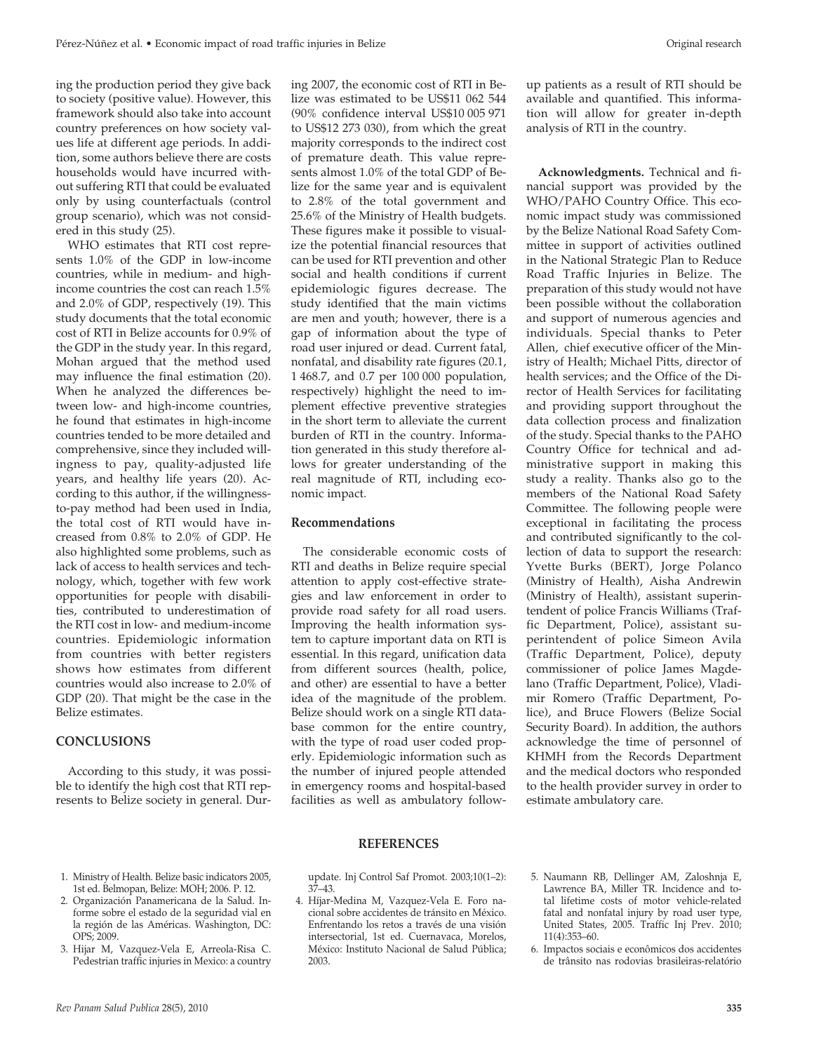ing the production period they give back to society (positive value). However, this framework should also take into account country preferences on how society values life at different age periods. In addition, some authors believe there are costs households would have incurred without suffering RTI that could be evaluated only by using counterfactuals (control group scenario), which was not considered in this study (25).

WHO estimates that RTI cost represents 1.0% of the GDP in low-income countries, while in medium- and high-income countries the cost can reach 1.5% and 2.0% of GDP, respectively (19). This study documents that the total economic cost of RTI in Belize accounts for 0.9% of the GDP in the study year. In this regard, Mohan argued that the method used may influence the final estimation (20). When he analyzed the differences between low- and high-income countries, he found that estimates in high-income countries tended to be more detailed and comprehensive, since they included willingness to pay, quality-adjusted life years, and healthy life years (20). According to this author, if the willingness-to-pay method had been used in India, the total cost of RTI would have increased from 0.8% to 2.0% of GDP. He also highlighted some problems, such as lack of access to health services and technology, which, together with few work opportunities for people with disabilities, contributed to underestimation of the RTI cost in low- and medium-income countries. Epidemiologic information from countries with better registers shows how estimates from different countries would also increase to 2.0% of GDP (20). That might be the case in the Belize estimates.

## CONCLUSIONS

According to this study, it was possible to identify the high cost that RTI represents to Belize society in general. During 2007, the economic cost of RTI in Belize was estimated to be US$11 062 544 (90% confidence interval US$10 005 971 to US$12 273 030), from which the great majority corresponds to the indirect cost of premature death. This value represents almost 1.0% of the total GDP of Belize for the same year and is equivalent to 2.8% of the total government and 25.6% of the Ministry of Health budgets. These figures make it possible to visualize the potential financial resources that can be used for RTI prevention and other social and health conditions if current epidemiologic figures decrease. The study identified that the main victims are men and youth; however, there is a gap of information about the type of road user injured or dead. Current fatal, nonfatal, and disability rate figures (20.1, 1 468.7, and 0.7 per 100 000 population, respectively) highlight the need to implement effective preventive strategies in the short term to alleviate the current burden of RTI in the country. Information generated in this study therefore allows for greater understanding of the real magnitude of RTI, including economic impact.

### Recommendations

The considerable economic costs of RTI and deaths in Belize require special attention to apply cost-effective strategies and law enforcement in order to provide road safety for all road users. Improving the health information system to capture important data on RTI is essential. In this regard, unification data from different sources (health, police, and other) are essential to have a better idea of the magnitude of the problem. Belize should work on a single RTI database common for the entire country, with the type of road user coded properly. Epidemiologic information such as the number of injured people attended in emergency rooms and hospital-based facilities as well as ambulatory follow-up patients as a result of RTI should be available and quantified. This information will allow for greater in-depth analysis of RTI in the country.

**Acknowledgments.** Technical and financial support was provided by the WHO/PAHO Country Office. This economic impact study was commissioned by the Belize National Road Safety Committee in support of activities outlined in the National Strategic Plan to Reduce Road Traffic Injuries in Belize. The preparation of this study would not have been possible without the collaboration and support of numerous agencies and individuals. Special thanks to Peter Allen, chief executive officer of the Ministry of Health; Michael Pitts, director of health services; and the Office of the Director of Health Services for facilitating and providing support throughout the data collection process and finalization of the study. Special thanks to the PAHO Country Office for technical and administrative support in making this study a reality. Thanks also go to the members of the National Road Safety Committee. The following people were exceptional in facilitating the process and contributed significantly to the collection of data to support the research: Yvette Burks (BERT), Jorge Polanco (Ministry of Health), Aisha Andrewin (Ministry of Health), assistant superintendent of police Francis Williams (Traffic Department, Police), assistant superintendent of police Simeon Avila (Traffic Department, Police), deputy commissioner of police James Magdelano (Traffic Department, Police), Vladimir Romero (Traffic Department, Police), and Bruce Flowers (Belize Social Security Board). In addition, the authors acknowledge the time of personnel of KHMH from the Records Department and the medical doctors who responded to the health provider survey in order to estimate ambulatory care.

## REFERENCES

1. Ministry of Health. Belize basic indicators 2005, 1st ed. Belmopan, Belize: MOH; 2006. P. 12.
2. Organización Panamericana de la Salud. Informe sobre el estado de la seguridad vial en la región de las Américas. Washington, DC: OPS; 2009.
3. Hijar M, Vazquez-Vela E, Arreola-Risa C. Pedestrian traffic injuries in Mexico: a country update. Inj Control Saf Promot. 2003;10(1–2): 37–43.
4. Híjar-Medina M, Vazquez-Vela E. Foro nacional sobre accidentes de tránsito en México. Enfrentando los retos a través de una visión intersectorial, 1st ed. Cuernavaca, Morelos, México: Instituto Nacional de Salud Pública; 2003.
5. Naumann RB, Dellinger AM, Zaloshnja E, Lawrence BA, Miller TR. Incidence and total lifetime costs of motor vehicle-related fatal and nonfatal injury by road user type, United States, 2005. Traffic Inj Prev. 2010; 11(4):353–60.
6. Impactos sociais e econômicos dos accidentes de trânsito nas rodovias brasileiras-relatório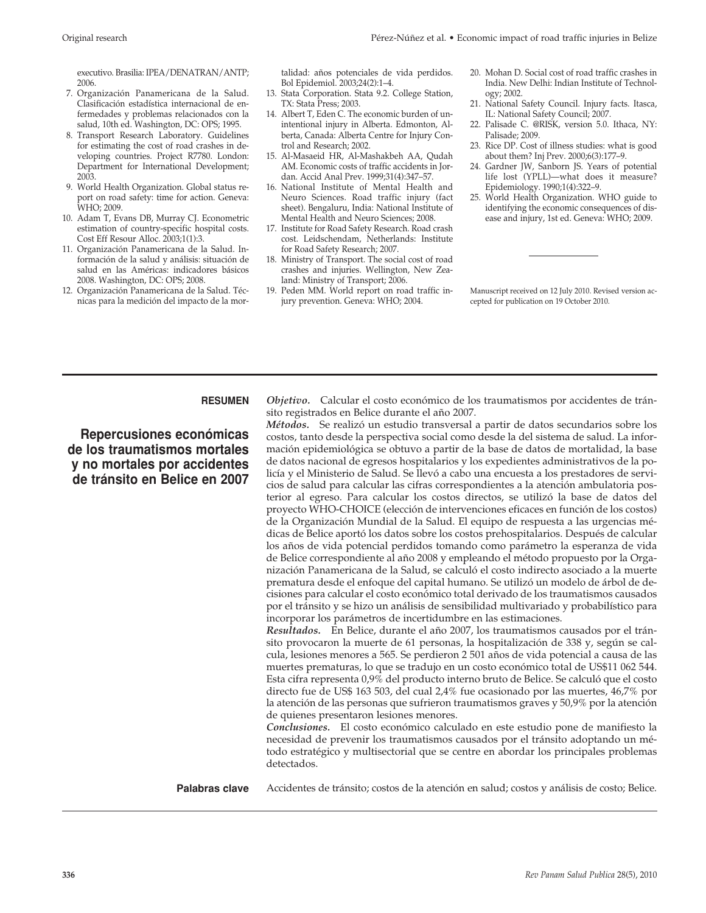executivo. Brasilia: IPEA/DENATRAN/ANTP; 2006.

7. Organización Panamericana de la Salud. Clasificación estadística internacional de enfermedades y problemas relacionados con la salud, 10th ed. Washington, DC: OPS; 1995.
8. Transport Research Laboratory. Guidelines for estimating the cost of road crashes in developing countries. Project R7780. London: Department for International Development; 2003.
9. World Health Organization. Global status report on road safety: time for action. Geneva: WHO; 2009.
10. Adam T, Evans DB, Murray CJ. Econometric estimation of country-specific hospital costs. Cost Eff Resour Alloc. 2003;1(1):3.
11. Organización Panamericana de la Salud. Información de la salud y análisis: situación de salud en las Américas: indicadores básicos 2008. Washington, DC: OPS; 2008.
12. Organización Panamericana de la Salud. Técnicas para la medición del impacto de la mortalidad: años potenciales de vida perdidos. Bol Epidemiol. 2003;24(2):1–4.
13. Stata Corporation. Stata 9.2. College Station, TX: Stata Press; 2003.
14. Albert T, Eden C. The economic burden of unintentional injury in Alberta. Edmonton, Alberta, Canada: Alberta Centre for Injury Control and Research; 2002.
15. Al-Masaeid HR, Al-Mashakbeh AA, Qudah AM. Economic costs of traffic accidents in Jordan. Accid Anal Prev. 1999;31(4):347–57.
16. National Institute of Mental Health and Neuro Sciences. Road traffic injury (fact sheet). Bengaluru, India: National Institute of Mental Health and Neuro Sciences; 2008.
17. Institute for Road Safety Research. Road crash cost. Leidschendam, Netherlands: Institute for Road Safety Research; 2007.
18. Ministry of Transport. The social cost of road crashes and injuries. Wellington, New Zealand: Ministry of Transport; 2006.
19. Peden MM. World report on road traffic injury prevention. Geneva: WHO; 2004.
20. Mohan D. Social cost of road traffic crashes in India. New Delhi: Indian Institute of Technology; 2002.
21. National Safety Council. Injury facts. Itasca, IL: National Safety Council; 2007.
22. Palisade C. @RISK, version 5.0. Ithaca, NY: Palisade; 2009.
23. Rice DP. Cost of illness studies: what is good about them? Inj Prev. 2000;6(3):177–9.
24. Gardner JW, Sanborn JS. Years of potential life lost (YPLL)—what does it measure? Epidemiology. 1990;1(4):322–9.
25. World Health Organization. WHO guide to identifying the economic consequences of disease and injury, 1st ed. Geneva: WHO; 2009.

Manuscript received on 12 July 2010. Revised version accepted for publication on 19 October 2010.

## RESUMEN

### Repercusiones económicas de los traumatismos mortales y no mortales por accidentes de tránsito en Belice en 2007

***Objetivo.*** Calcular el costo económico de los traumatismos por accidentes de tránsito registrados en Belice durante el año 2007.

***Métodos.*** Se realizó un estudio transversal a partir de datos secundarios sobre los costos, tanto desde la perspectiva social como desde la del sistema de salud. La información epidemiológica se obtuvo a partir de la base de datos de mortalidad, la base de datos nacional de egresos hospitalarios y los expedientes administrativos de la policía y el Ministerio de Salud. Se llevó a cabo una encuesta a los prestadores de servicios de salud para calcular las cifras correspondientes a la atención ambulatoria posterior al egreso. Para calcular los costos directos, se utilizó la base de datos del proyecto WHO-CHOICE (elección de intervenciones eficaces en función de los costos) de la Organización Mundial de la Salud. El equipo de respuesta a las urgencias médicas de Belice aportó los datos sobre los costos prehospitalarios. Después de calcular los años de vida potencial perdidos tomando como parámetro la esperanza de vida de Belice correspondiente al año 2008 y empleando el método propuesto por la Organización Panamericana de la Salud, se calculó el costo indirecto asociado a la muerte prematura desde el enfoque del capital humano. Se utilizó un modelo de árbol de decisiones para calcular el costo económico total derivado de los traumatismos causados por el tránsito y se hizo un análisis de sensibilidad multivariado y probabilístico para incorporar los parámetros de incertidumbre en las estimaciones.

***Resultados.*** En Belice, durante el año 2007, los traumatismos causados por el tránsito provocaron la muerte de 61 personas, la hospitalización de 338 y, según se calcula, lesiones menores a 565. Se perdieron 2 501 años de vida potencial a causa de las muertes prematuras, lo que se tradujo en un costo económico total de US$11 062 544. Esta cifra representa 0,9% del producto interno bruto de Belice. Se calculó que el costo directo fue de US$ 163 503, del cual 2,4% fue ocasionado por las muertes, 46,7% por la atención de las personas que sufrieron traumatismos graves y 50,9% por la atención de quienes presentaron lesiones menores.

***Conclusiones.*** El costo económico calculado en este estudio pone de manifiesto la necesidad de prevenir los traumatismos causados por el tránsito adoptando un método estratégico y multisectorial que se centre en abordar los principales problemas detectados.

**Palabras clave** Accidentes de tránsito; costos de la atención en salud; costos y análisis de costo; Belice.